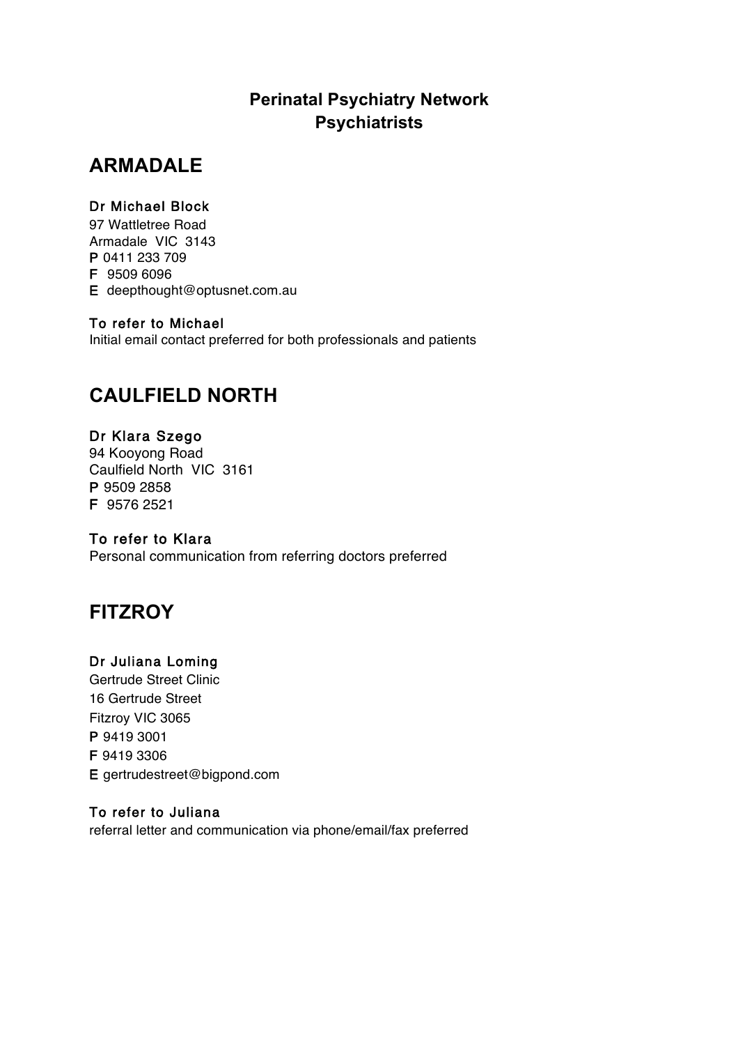**Perinatal Psychiatry Network**
**Psychiatrists**

# ARMADALE

**Dr Michael Block**
97 Wattletree Road
Armadale VIC 3143
**P** 0411 233 709
**F** 9509 6096
**E** deepthought@optusnet.com.au

**To refer to Michael**
Initial email contact preferred for both professionals and patients

# CAULFIELD NORTH

**Dr Klara Szego**
94 Kooyong Road
Caulfield North VIC 3161
**P** 9509 2858
**F** 9576 2521

**To refer to Klara**
Personal communication from referring doctors preferred

# FITZROY

**Dr Juliana Loming**
Gertrude Street Clinic
16 Gertrude Street
Fitzroy VIC 3065
**P** 9419 3001
**F** 9419 3306
**E** gertrudestreet@bigpond.com

**To refer to Juliana**
referral letter and communication via phone/email/fax preferred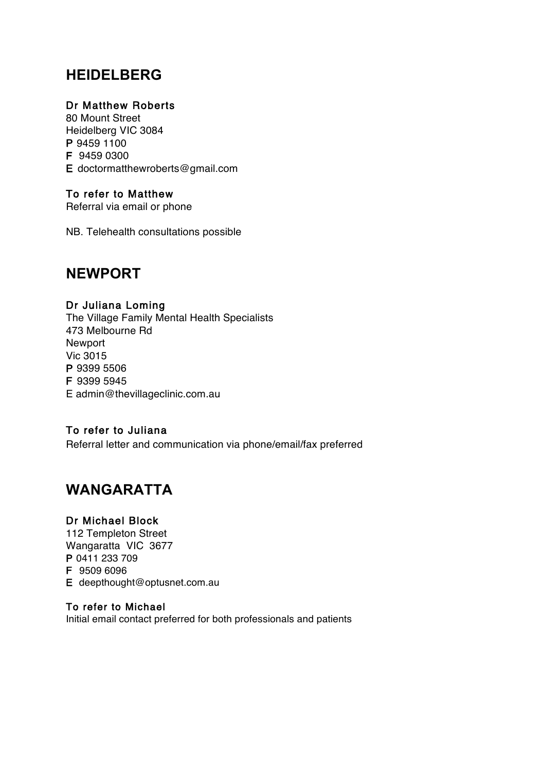## HEIDELBERG

**Dr Matthew Roberts**
80 Mount Street
Heidelberg VIC 3084
**P** 9459 1100
**F** 9459 0300
**E** doctormatthewroberts@gmail.com

**To refer to Matthew**
Referral via email or phone

NB. Telehealth consultations possible

## NEWPORT

**Dr Juliana Loming**
The Village Family Mental Health Specialists
473 Melbourne Rd
Newport
Vic 3015
**P** 9399 5506
**F** 9399 5945
E admin@thevillageclinic.com.au

**To refer to Juliana**
Referral letter and communication via phone/email/fax preferred

## WANGARATTA

**Dr Michael Block**
112 Templeton Street
Wangaratta VIC 3677
**P** 0411 233 709
**F** 9509 6096
**E** deepthought@optusnet.com.au

**To refer to Michael**
Initial email contact preferred for both professionals and patients